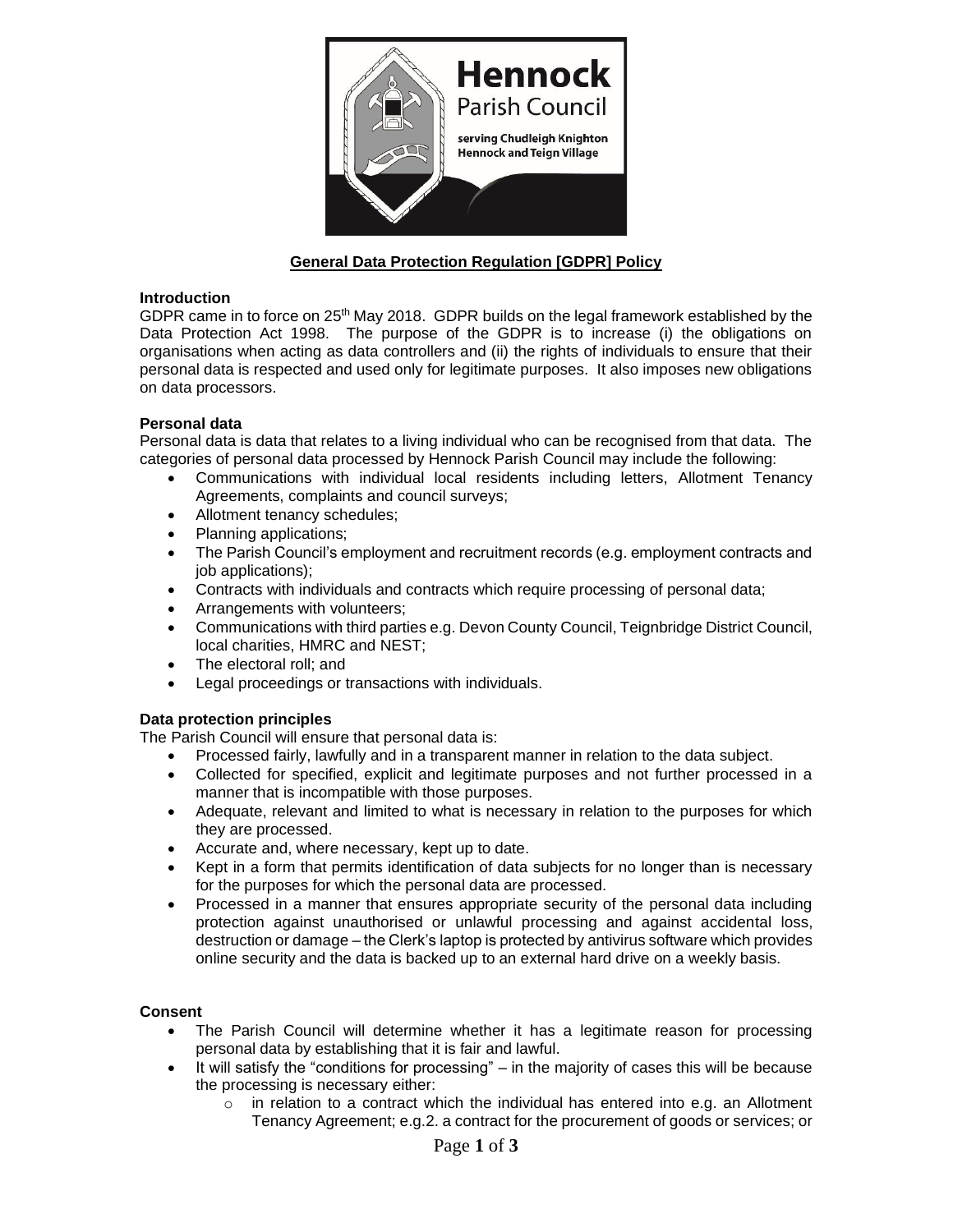Hennock Parish Council

serving Chudleigh Knighton Hennock and Teign Village

# General Data Protection Regulation [GDPR] Policy

### Introduction

GDPR came in to force on 25th May 2018. GDPR builds on the legal framework established by the Data Protection Act 1998. The purpose of the GDPR is to increase (i) the obligations on organisations when acting as data controllers and (ii) the rights of individuals to ensure that their personal data is respected and used only for legitimate purposes. It also imposes new obligations on data processors.

### Personal data

Personal data is data that relates to a living individual who can be recognised from that data. The categories of personal data processed by Hennock Parish Council may include the following:

- Communications with individual local residents including letters, Allotment Tenancy Agreements, complaints and council surveys;
- Allotment tenancy schedules;
- Planning applications;
- The Parish Council's employment and recruitment records (e.g. employment contracts and job applications);
- Contracts with individuals and contracts which require processing of personal data;
- Arrangements with volunteers;
- Communications with third parties e.g. Devon County Council, Teignbridge District Council, local charities, HMRC and NEST;
- The electoral roll; and
- Legal proceedings or transactions with individuals.

### Data protection principles

The Parish Council will ensure that personal data is:

- Processed fairly, lawfully and in a transparent manner in relation to the data subject.
- Collected for specified, explicit and legitimate purposes and not further processed in a manner that is incompatible with those purposes.
- Adequate, relevant and limited to what is necessary in relation to the purposes for which they are processed.
- Accurate and, where necessary, kept up to date.
- Kept in a form that permits identification of data subjects for no longer than is necessary for the purposes for which the personal data are processed.
- Processed in a manner that ensures appropriate security of the personal data including protection against unauthorised or unlawful processing and against accidental loss, destruction or damage – the Clerk's laptop is protected by antivirus software which provides online security and the data is backed up to an external hard drive on a weekly basis.

### Consent

- The Parish Council will determine whether it has a legitimate reason for processing personal data by establishing that it is fair and lawful.
- It will satisfy the "conditions for processing" – in the majority of cases this will be because the processing is necessary either:
    - in relation to a contract which the individual has entered into e.g. an Allotment Tenancy Agreement; e.g.2. a contract for the procurement of goods or services; or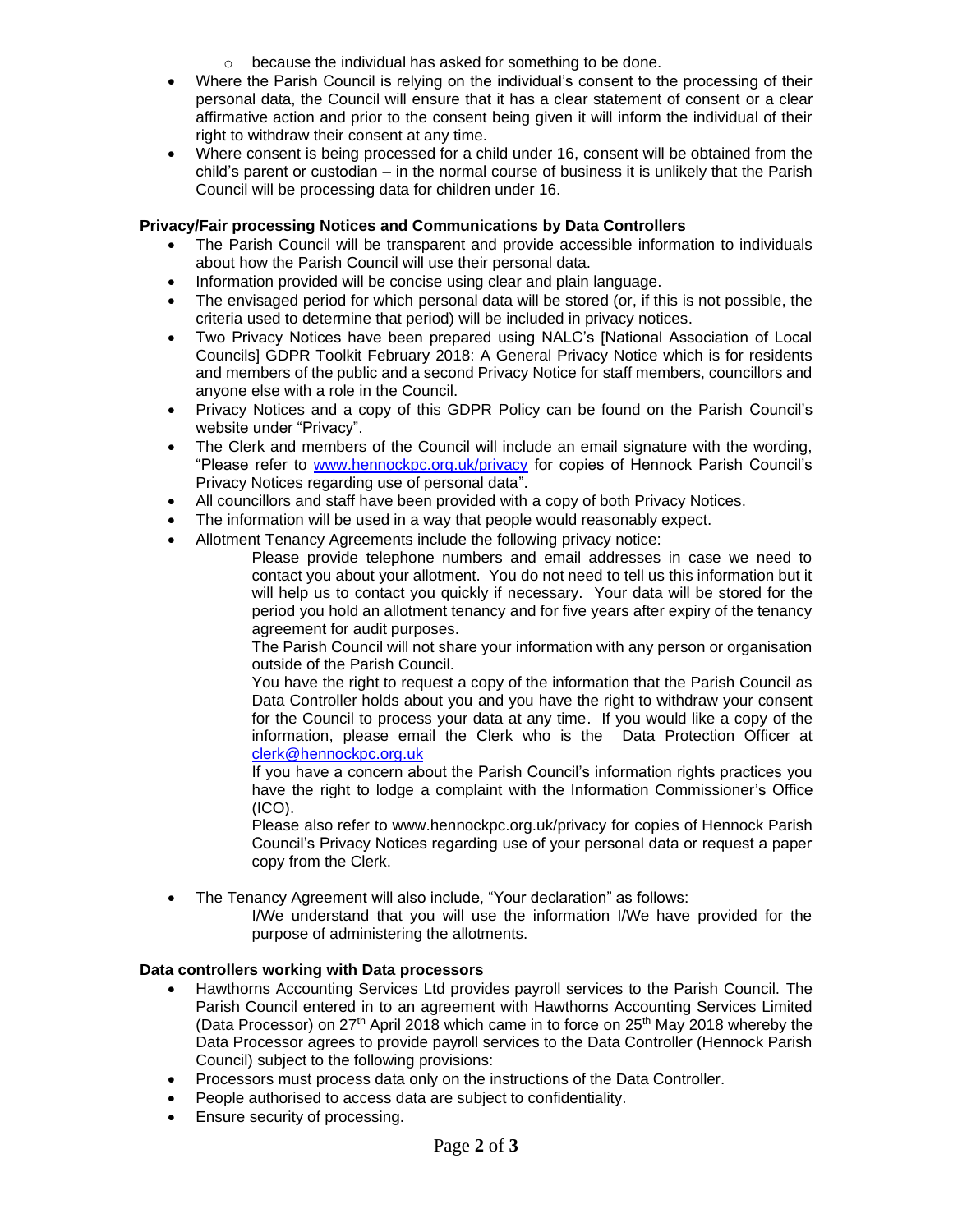- because the individual has asked for something to be done.
- Where the Parish Council is relying on the individual's consent to the processing of their personal data, the Council will ensure that it has a clear statement of consent or a clear affirmative action and prior to the consent being given it will inform the individual of their right to withdraw their consent at any time.
- Where consent is being processed for a child under 16, consent will be obtained from the child's parent or custodian – in the normal course of business it is unlikely that the Parish Council will be processing data for children under 16.

**Privacy/Fair processing Notices and Communications by Data Controllers**

- The Parish Council will be transparent and provide accessible information to individuals about how the Parish Council will use their personal data.
- Information provided will be concise using clear and plain language.
- The envisaged period for which personal data will be stored (or, if this is not possible, the criteria used to determine that period) will be included in privacy notices.
- Two Privacy Notices have been prepared using NALC's [National Association of Local Councils] GDPR Toolkit February 2018: A General Privacy Notice which is for residents and members of the public and a second Privacy Notice for staff members, councillors and anyone else with a role in the Council.
- Privacy Notices and a copy of this GDPR Policy can be found on the Parish Council's website under "Privacy".
- The Clerk and members of the Council will include an email signature with the wording, "Please refer to www.hennockpc.org.uk/privacy for copies of Hennock Parish Council's Privacy Notices regarding use of personal data".
- All councillors and staff have been provided with a copy of both Privacy Notices.
- The information will be used in a way that people would reasonably expect.
- Allotment Tenancy Agreements include the following privacy notice:

  Please provide telephone numbers and email addresses in case we need to contact you about your allotment. You do not need to tell us this information but it will help us to contact you quickly if necessary. Your data will be stored for the period you hold an allotment tenancy and for five years after expiry of the tenancy agreement for audit purposes.

  The Parish Council will not share your information with any person or organisation outside of the Parish Council.

  You have the right to request a copy of the information that the Parish Council as Data Controller holds about you and you have the right to withdraw your consent for the Council to process your data at any time. If you would like a copy of the information, please email the Clerk who is the Data Protection Officer at clerk@hennockpc.org.uk

  If you have a concern about the Parish Council's information rights practices you have the right to lodge a complaint with the Information Commissioner's Office (ICO).

  Please also refer to www.hennockpc.org.uk/privacy for copies of Hennock Parish Council's Privacy Notices regarding use of your personal data or request a paper copy from the Clerk.

- The Tenancy Agreement will also include, "Your declaration" as follows:

  I/We understand that you will use the information I/We have provided for the purpose of administering the allotments.

**Data controllers working with Data processors**

- Hawthorns Accounting Services Ltd provides payroll services to the Parish Council. The Parish Council entered in to an agreement with Hawthorns Accounting Services Limited (Data Processor) on 27th April 2018 which came in to force on 25th May 2018 whereby the Data Processor agrees to provide payroll services to the Data Controller (Hennock Parish Council) subject to the following provisions:
- Processors must process data only on the instructions of the Data Controller.
- People authorised to access data are subject to confidentiality.
- Ensure security of processing.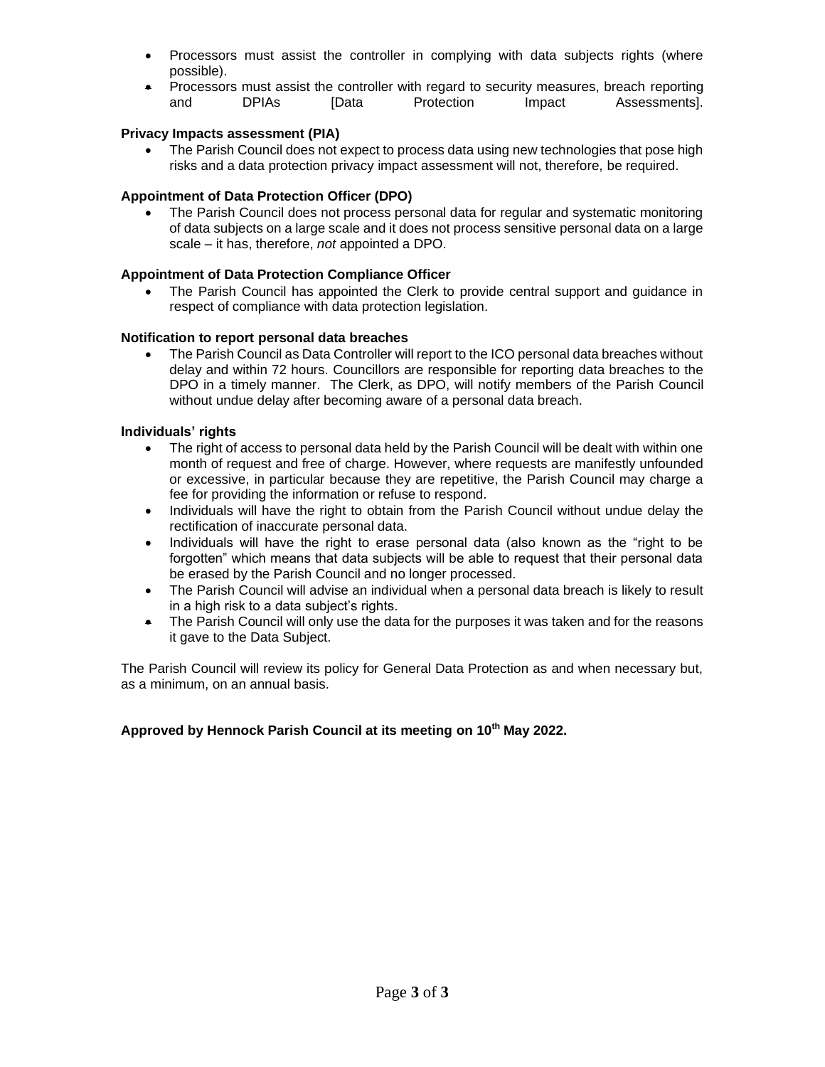- Processors must assist the controller in complying with data subjects rights (where possible).
- Processors must assist the controller with regard to security measures, breach reporting and DPIAs [Data Protection Impact Assessments].

**Privacy Impacts assessment (PIA)**

- The Parish Council does not expect to process data using new technologies that pose high risks and a data protection privacy impact assessment will not, therefore, be required.

**Appointment of Data Protection Officer (DPO)**

- The Parish Council does not process personal data for regular and systematic monitoring of data subjects on a large scale and it does not process sensitive personal data on a large scale – it has, therefore, *not* appointed a DPO.

**Appointment of Data Protection Compliance Officer**

- The Parish Council has appointed the Clerk to provide central support and guidance in respect of compliance with data protection legislation.

**Notification to report personal data breaches**

- The Parish Council as Data Controller will report to the ICO personal data breaches without delay and within 72 hours. Councillors are responsible for reporting data breaches to the DPO in a timely manner. The Clerk, as DPO, will notify members of the Parish Council without undue delay after becoming aware of a personal data breach.

**Individuals' rights**

- The right of access to personal data held by the Parish Council will be dealt with within one month of request and free of charge. However, where requests are manifestly unfounded or excessive, in particular because they are repetitive, the Parish Council may charge a fee for providing the information or refuse to respond.
- Individuals will have the right to obtain from the Parish Council without undue delay the rectification of inaccurate personal data.
- Individuals will have the right to erase personal data (also known as the "right to be forgotten" which means that data subjects will be able to request that their personal data be erased by the Parish Council and no longer processed.
- The Parish Council will advise an individual when a personal data breach is likely to result in a high risk to a data subject's rights.
- The Parish Council will only use the data for the purposes it was taken and for the reasons it gave to the Data Subject.

The Parish Council will review its policy for General Data Protection as and when necessary but, as a minimum, on an annual basis.

**Approved by Hennock Parish Council at its meeting on 10th May 2022.**